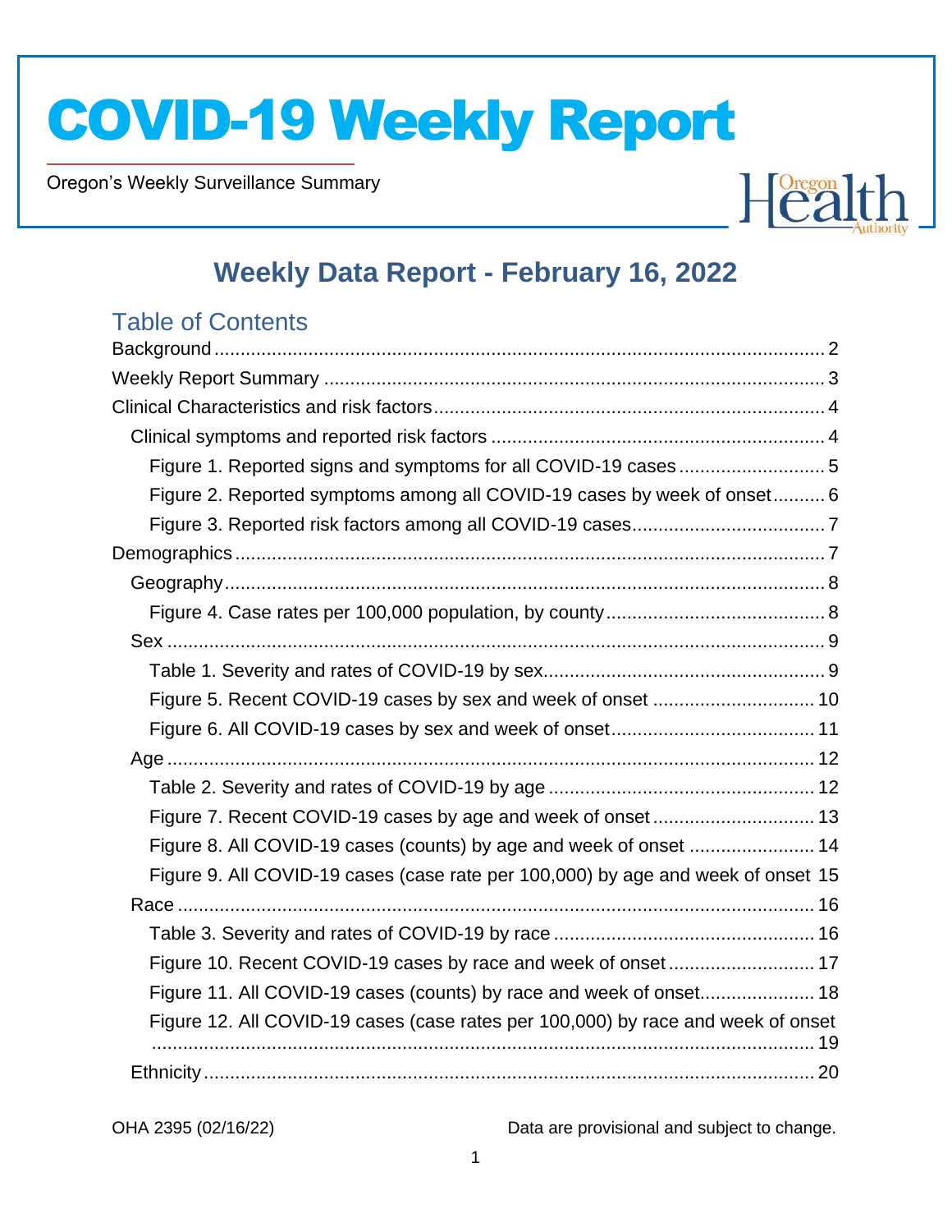# COVID-19 Weekly Report

Oregon's Weekly Surveillance Summary

## Weekly Data Report - February 16, 2022

### Table of Contents

- Background ... 2
- Weekly Report Summary ... 3
- Clinical Characteristics and risk factors ... 4
  - Clinical symptoms and reported risk factors ... 4
    - Figure 1. Reported signs and symptoms for all COVID-19 cases ... 5
    - Figure 2. Reported symptoms among all COVID-19 cases by week of onset ... 6
    - Figure 3. Reported risk factors among all COVID-19 cases ... 7
- Demographics ... 7
  - Geography ... 8
    - Figure 4. Case rates per 100,000 population, by county ... 8
  - Sex ... 9
    - Table 1. Severity and rates of COVID-19 by sex ... 9
    - Figure 5. Recent COVID-19 cases by sex and week of onset ... 10
    - Figure 6. All COVID-19 cases by sex and week of onset ... 11
  - Age ... 12
    - Table 2. Severity and rates of COVID-19 by age ... 12
    - Figure 7. Recent COVID-19 cases by age and week of onset ... 13
    - Figure 8. All COVID-19 cases (counts) by age and week of onset ... 14
    - Figure 9. All COVID-19 cases (case rate per 100,000) by age and week of onset 15
  - Race ... 16
    - Table 3. Severity and rates of COVID-19 by race ... 16
    - Figure 10. Recent COVID-19 cases by race and week of onset ... 17
    - Figure 11. All COVID-19 cases (counts) by race and week of onset ... 18
    - Figure 12. All COVID-19 cases (case rates per 100,000) by race and week of onset ... 19
  - Ethnicity ... 20

OHA 2395 (02/16/22)

Data are provisional and subject to change.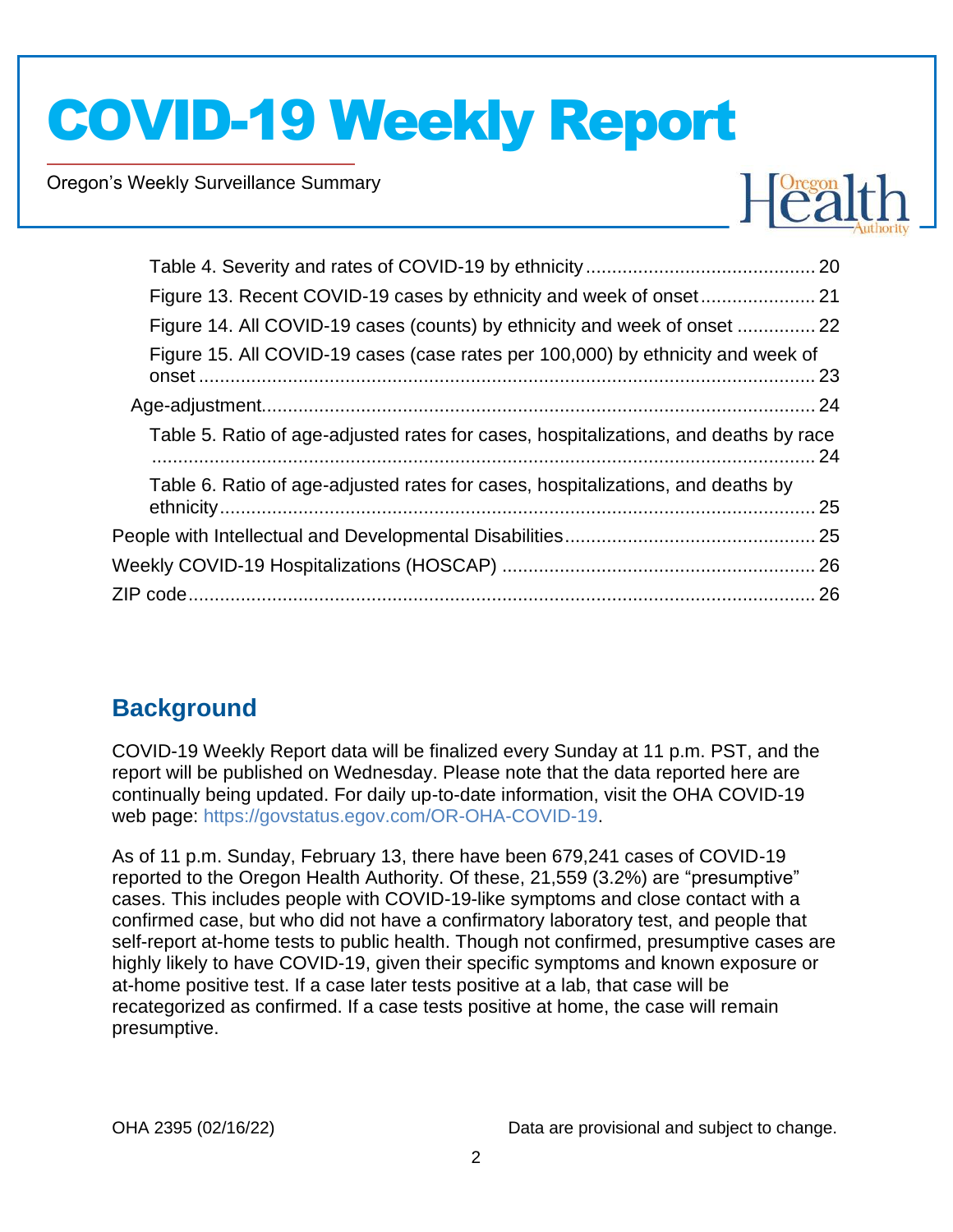- Table 4. Severity and rates of COVID-19 by ethnicity ........................................... 20
- Figure 13. Recent COVID-19 cases by ethnicity and week of onset ...................... 21
- Figure 14. All COVID-19 cases (counts) by ethnicity and week of onset ............... 22
- Figure 15. All COVID-19 cases (case rates per 100,000) by ethnicity and week of onset ........................................................................................................ 23

Age-adjustment ........................................................................................................ 24

- Table 5. Ratio of age-adjusted rates for cases, hospitalizations, and deaths by race ................................................................................................................ 24
- Table 6. Ratio of age-adjusted rates for cases, hospitalizations, and deaths by ethnicity ................................................................................................................ 25

People with Intellectual and Developmental Disabilities ............................................... 25

Weekly COVID-19 Hospitalizations (HOSCAP) ........................................................... 26

ZIP code ....................................................................................................................... 26

## Background

COVID-19 Weekly Report data will be finalized every Sunday at 11 p.m. PST, and the report will be published on Wednesday. Please note that the data reported here are continually being updated. For daily up-to-date information, visit the OHA COVID-19 web page: https://govstatus.egov.com/OR-OHA-COVID-19.

As of 11 p.m. Sunday, February 13, there have been 679,241 cases of COVID-19 reported to the Oregon Health Authority. Of these, 21,559 (3.2%) are "presumptive" cases. This includes people with COVID-19-like symptoms and close contact with a confirmed case, but who did not have a confirmatory laboratory test, and people that self-report at-home tests to public health. Though not confirmed, presumptive cases are highly likely to have COVID-19, given their specific symptoms and known exposure or at-home positive test. If a case later tests positive at a lab, that case will be recategorized as confirmed. If a case tests positive at home, the case will remain presumptive.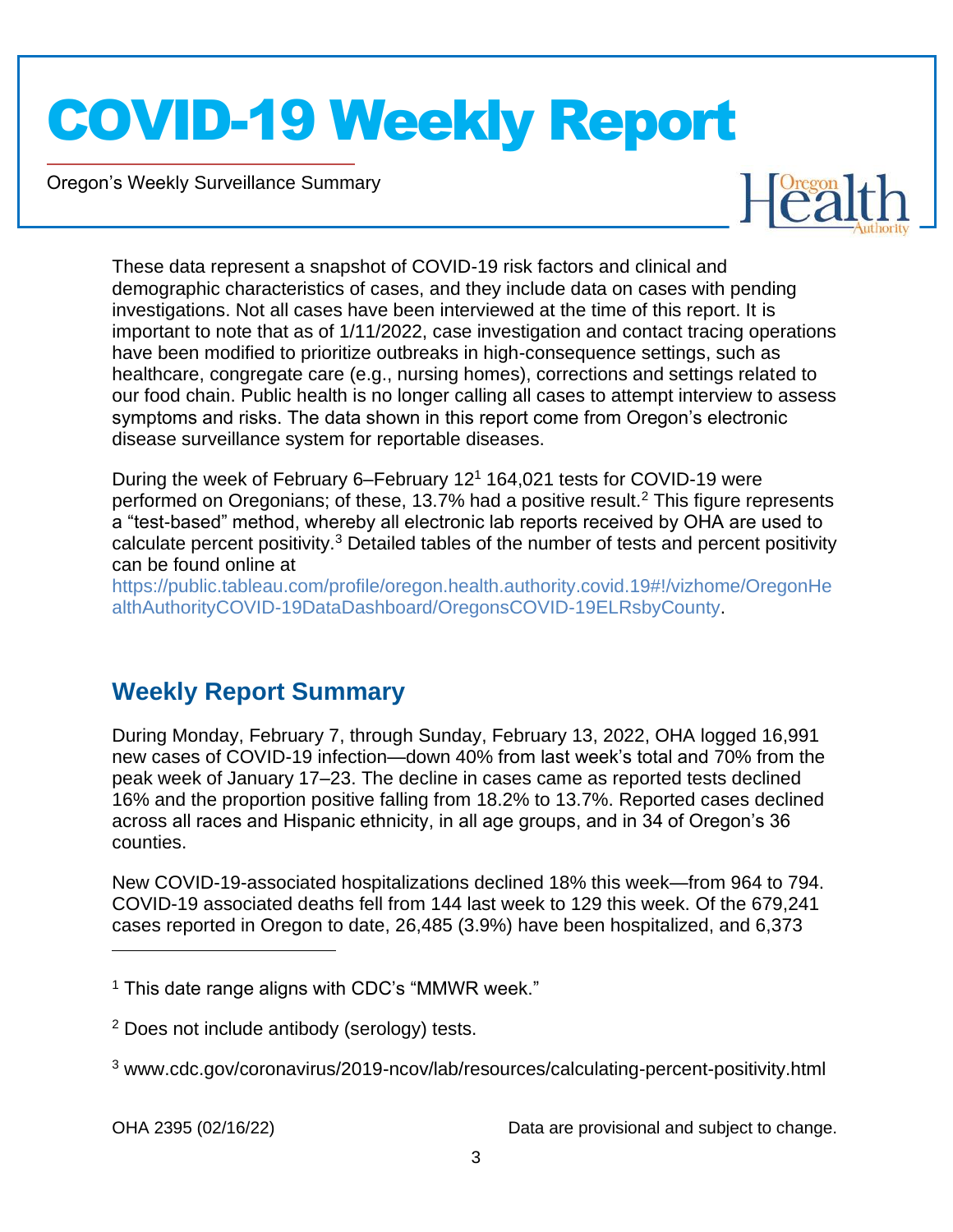These data represent a snapshot of COVID-19 risk factors and clinical and demographic characteristics of cases, and they include data on cases with pending investigations. Not all cases have been interviewed at the time of this report. It is important to note that as of 1/11/2022, case investigation and contact tracing operations have been modified to prioritize outbreaks in high-consequence settings, such as healthcare, congregate care (e.g., nursing homes), corrections and settings related to our food chain. Public health is no longer calling all cases to attempt interview to assess symptoms and risks. The data shown in this report come from Oregon's electronic disease surveillance system for reportable diseases.

During the week of February 6–February 12[1] 164,021 tests for COVID-19 were performed on Oregonians; of these, 13.7% had a positive result.[2] This figure represents a "test-based" method, whereby all electronic lab reports received by OHA are used to calculate percent positivity.[3] Detailed tables of the number of tests and percent positivity can be found online at https://public.tableau.com/profile/oregon.health.authority.covid.19#!/vizhome/OregonHealthAuthorityCOVID-19DataDashboard/OregonsCOVID-19ELRsbyCounty.

## Weekly Report Summary

During Monday, February 7, through Sunday, February 13, 2022, OHA logged 16,991 new cases of COVID-19 infection—down 40% from last week's total and 70% from the peak week of January 17–23. The decline in cases came as reported tests declined 16% and the proportion positive falling from 18.2% to 13.7%. Reported cases declined across all races and Hispanic ethnicity, in all age groups, and in 34 of Oregon's 36 counties.

New COVID-19-associated hospitalizations declined 18% this week—from 964 to 794. COVID-19 associated deaths fell from 144 last week to 129 this week. Of the 679,241 cases reported in Oregon to date, 26,485 (3.9%) have been hospitalized, and 6,373

---

[1] This date range aligns with CDC's "MMWR week."

[2] Does not include antibody (serology) tests.

[3] www.cdc.gov/coronavirus/2019-ncov/lab/resources/calculating-percent-positivity.html

OHA 2395 (02/16/22) Data are provisional and subject to change.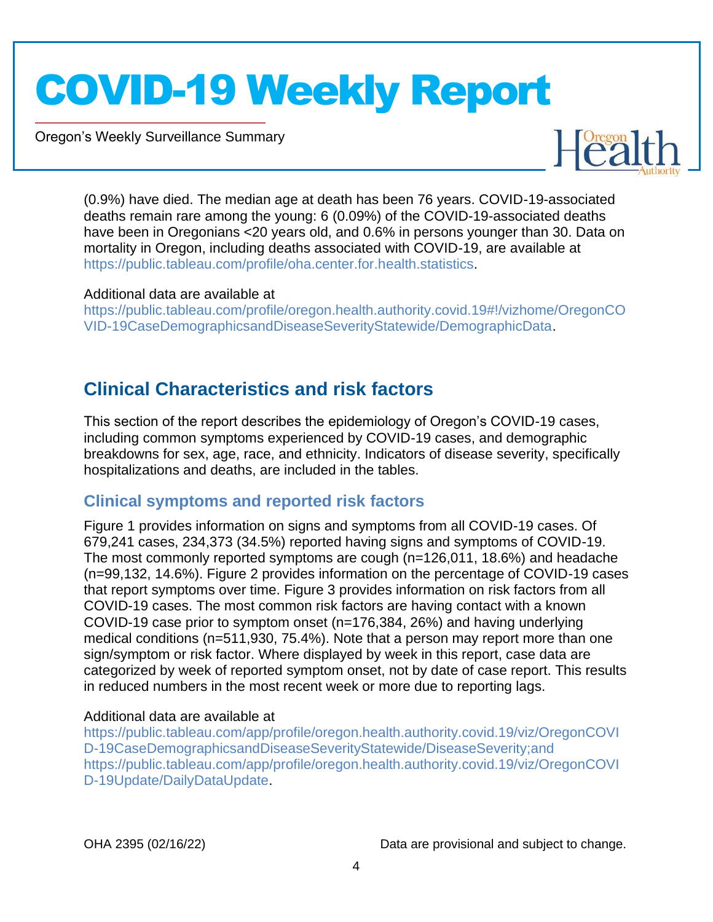(0.9%) have died. The median age at death has been 76 years. COVID-19-associated deaths remain rare among the young: 6 (0.09%) of the COVID-19-associated deaths have been in Oregonians <20 years old, and 0.6% in persons younger than 30. Data on mortality in Oregon, including deaths associated with COVID-19, are available at https://public.tableau.com/profile/oha.center.for.health.statistics.

Additional data are available at
https://public.tableau.com/profile/oregon.health.authority.covid.19#!/vizhome/OregonCOVID-19CaseDemographicsandDiseaseSeverityStatewide/DemographicData.

## Clinical Characteristics and risk factors

This section of the report describes the epidemiology of Oregon's COVID-19 cases, including common symptoms experienced by COVID-19 cases, and demographic breakdowns for sex, age, race, and ethnicity. Indicators of disease severity, specifically hospitalizations and deaths, are included in the tables.

### Clinical symptoms and reported risk factors

Figure 1 provides information on signs and symptoms from all COVID-19 cases. Of 679,241 cases, 234,373 (34.5%) reported having signs and symptoms of COVID-19. The most commonly reported symptoms are cough (n=126,011, 18.6%) and headache (n=99,132, 14.6%). Figure 2 provides information on the percentage of COVID-19 cases that report symptoms over time. Figure 3 provides information on risk factors from all COVID-19 cases. The most common risk factors are having contact with a known COVID-19 case prior to symptom onset (n=176,384, 26%) and having underlying medical conditions (n=511,930, 75.4%). Note that a person may report more than one sign/symptom or risk factor. Where displayed by week in this report, case data are categorized by week of reported symptom onset, not by date of case report. This results in reduced numbers in the most recent week or more due to reporting lags.

Additional data are available at
https://public.tableau.com/app/profile/oregon.health.authority.covid.19/viz/OregonCOVID-19CaseDemographicsandDiseaseSeverityStatewide/DiseaseSeverity;and https://public.tableau.com/app/profile/oregon.health.authority.covid.19/viz/OregonCOVID-19Update/DailyDataUpdate.

OHA 2395 (02/16/22) Data are provisional and subject to change.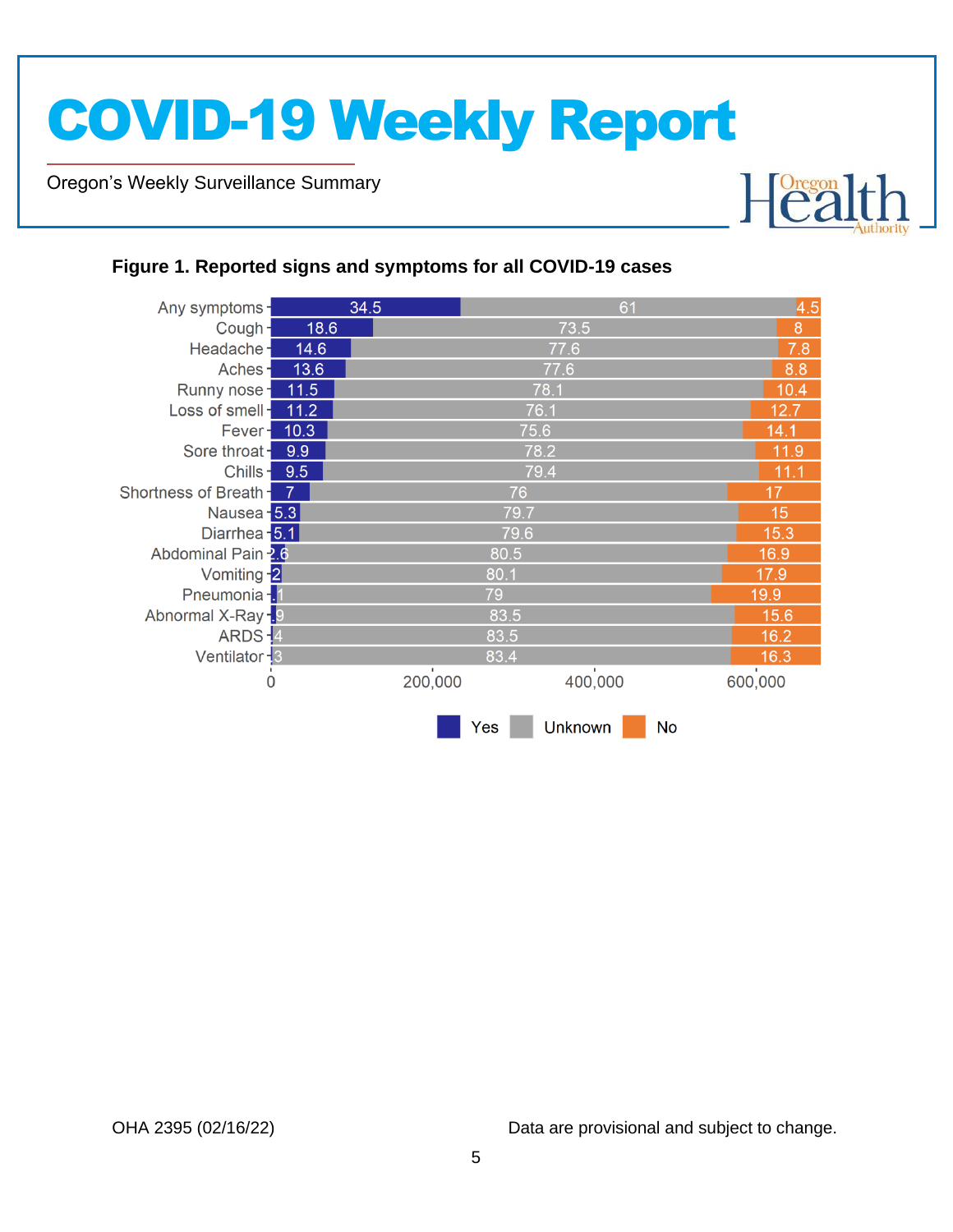**Figure 1. Reported signs and symptoms for all COVID-19 cases**

| Symptom | Yes | Unknown | No |
|---|---|---|---|
| Any symptoms | 34.5 | 61 | 4.5 |
| Cough | 18.6 | 73.5 | 8 |
| Headache | 14.6 | 77.6 | 7.8 |
| Aches | 13.6 | 77.6 | 8.8 |
| Runny nose | 11.5 | 78.1 | 10.4 |
| Loss of smell | 11.2 | 76.1 | 12.7 |
| Fever | 10.3 | 75.6 | 14.1 |
| Sore throat | 9.9 | 78.2 | 11.9 |
| Chills | 9.5 | 79.4 | 11.1 |
| Shortness of Breath | 7 | 76 | 17 |
| Nausea | 5.3 | 79.7 | 15 |
| Diarrhea | 5.1 | 79.6 | 15.3 |
| Abdominal Pain | 2.6 | 80.5 | 16.9 |
| Vomiting | 2 | 80.1 | 17.9 |
| Pneumonia | 1 | 79 | 19.9 |
| Abnormal X-Ray | .9 | 83.5 | 15.6 |
| ARDS | .4 | 83.5 | 16.2 |
| Ventilator | .3 | 83.4 | 16.3 |

OHA 2395 (02/16/22)

Data are provisional and subject to change.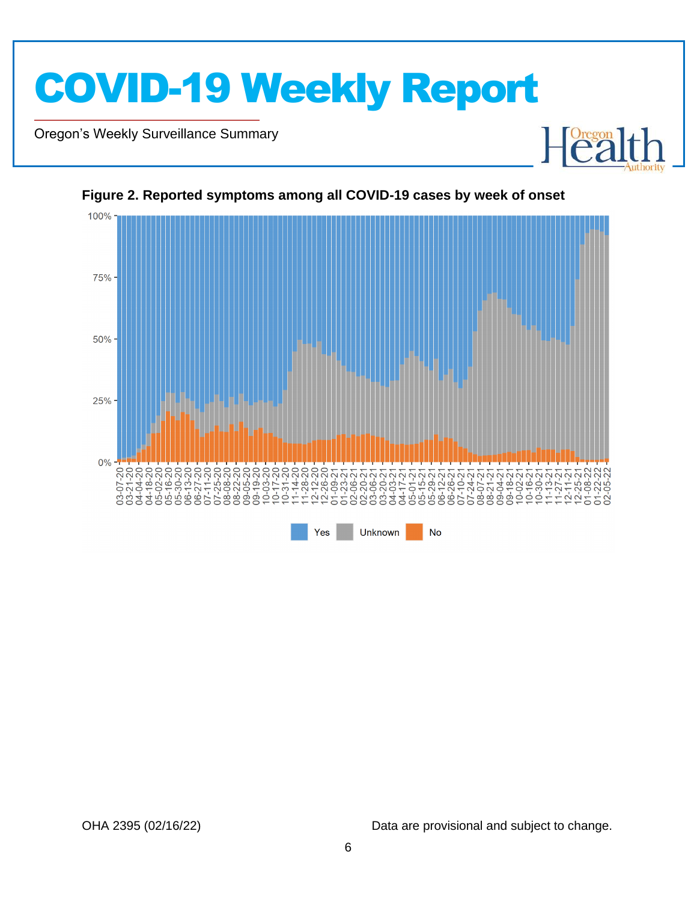**Figure 2. Reported symptoms among all COVID-19 cases by week of onset**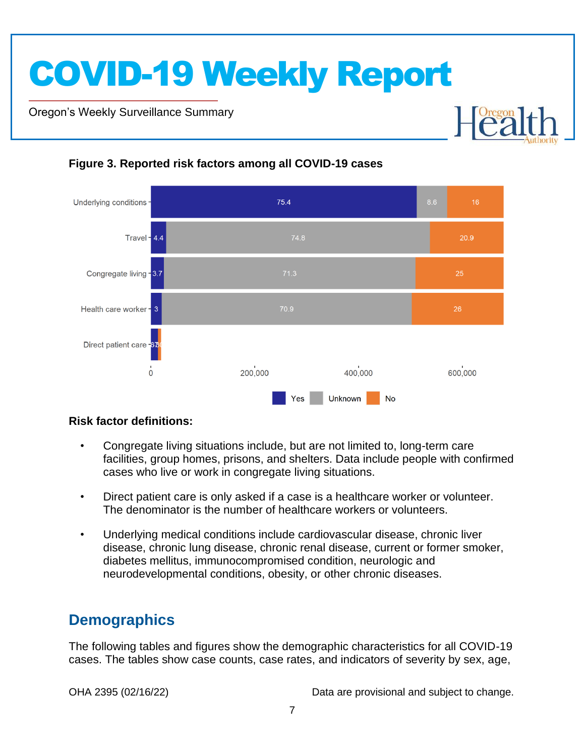**Figure 3. Reported risk factors among all COVID-19 cases**

| Risk factor | Yes | Unknown | No |
|---|---|---|---|
| Underlying conditions | 75.4 | 8.6 | 16 |
| Travel | 4.4 | 74.8 | 20.9 |
| Congregate living | 3.7 | 71.3 | 25 |
| Health care worker | 3 | 70.9 | 26 |
| Direct patient care | 67 | 3 | 30 |

**Risk factor definitions:**

- Congregate living situations include, but are not limited to, long-term care facilities, group homes, prisons, and shelters. Data include people with confirmed cases who live or work in congregate living situations.
- Direct patient care is only asked if a case is a healthcare worker or volunteer. The denominator is the number of healthcare workers or volunteers.
- Underlying medical conditions include cardiovascular disease, chronic liver disease, chronic lung disease, chronic renal disease, current or former smoker, diabetes mellitus, immunocompromised condition, neurologic and neurodevelopmental conditions, obesity, or other chronic diseases.

## Demographics

The following tables and figures show the demographic characteristics for all COVID-19 cases. The tables show case counts, case rates, and indicators of severity by sex, age,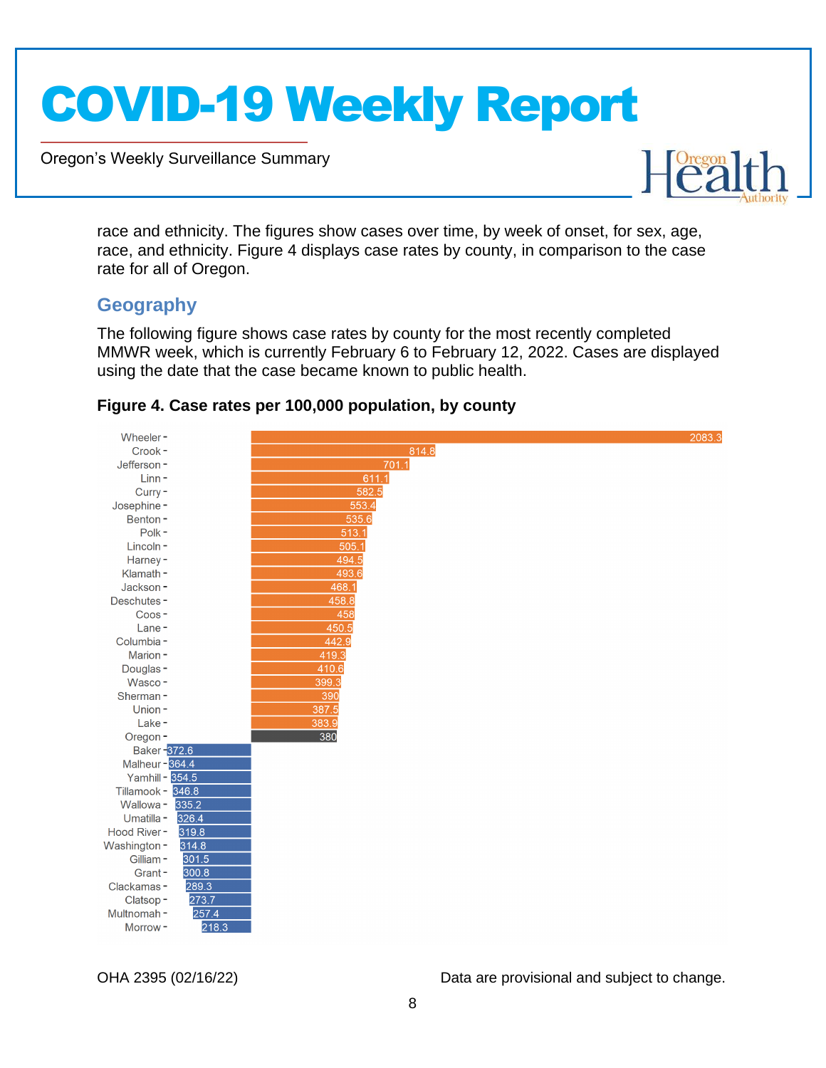race and ethnicity. The figures show cases over time, by week of onset, for sex, age, race, and ethnicity. Figure 4 displays case rates by county, in comparison to the case rate for all of Oregon.

## Geography

The following figure shows case rates by county for the most recently completed MMWR week, which is currently February 6 to February 12, 2022. Cases are displayed using the date that the case became known to public health.

**Figure 4. Case rates per 100,000 population, by county**

| County | Case rate |
|---|---|
| Wheeler | 2083.3 |
| Crook | 814.8 |
| Jefferson | 701.1 |
| Linn | 611.1 |
| Curry | 582.5 |
| Josephine | 553.4 |
| Benton | 535.6 |
| Polk | 513.1 |
| Lincoln | 505.1 |
| Harney | 494.5 |
| Klamath | 493.6 |
| Jackson | 468.1 |
| Deschutes | 458.8 |
| Coos | 458 |
| Lane | 450.5 |
| Columbia | 442.9 |
| Marion | 419.3 |
| Douglas | 410.6 |
| Wasco | 399.3 |
| Sherman | 390 |
| Union | 387.5 |
| Lake | 383.9 |
| Oregon | 380 |
| Baker | 372.6 |
| Malheur | 364.4 |
| Yamhill | 354.5 |
| Tillamook | 346.8 |
| Wallowa | 335.2 |
| Umatilla | 326.4 |
| Hood River | 319.8 |
| Washington | 314.8 |
| Gilliam | 301.5 |
| Grant | 300.8 |
| Clackamas | 289.3 |
| Clatsop | 273.7 |
| Multnomah | 257.4 |
| Morrow | 218.3 |

OHA 2395 (02/16/22) Data are provisional and subject to change.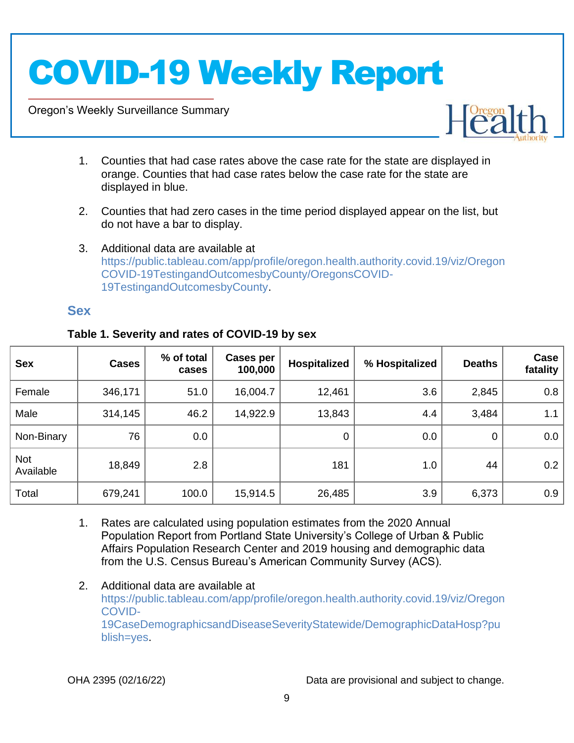1. Counties that had case rates above the case rate for the state are displayed in orange. Counties that had case rates below the case rate for the state are displayed in blue.

2. Counties that had zero cases in the time period displayed appear on the list, but do not have a bar to display.

3. Additional data are available at https://public.tableau.com/app/profile/oregon.health.authority.covid.19/viz/OregonCOVID-19TestingandOutcomesbyCounty/OregonsCOVID-19TestingandOutcomesbyCounty.

## Sex

**Table 1. Severity and rates of COVID-19 by sex**

| Sex | Cases | % of total cases | Cases per 100,000 | Hospitalized | % Hospitalized | Deaths | Case fatality |
|---|---|---|---|---|---|---|---|
| Female | 346,171 | 51.0 | 16,004.7 | 12,461 | 3.6 | 2,845 | 0.8 |
| Male | 314,145 | 46.2 | 14,922.9 | 13,843 | 4.4 | 3,484 | 1.1 |
| Non-Binary | 76 | 0.0 | | 0 | 0.0 | 0 | 0.0 |
| Not Available | 18,849 | 2.8 | | 181 | 1.0 | 44 | 0.2 |
| Total | 679,241 | 100.0 | 15,914.5 | 26,485 | 3.9 | 6,373 | 0.9 |

1. Rates are calculated using population estimates from the 2020 Annual Population Report from Portland State University's College of Urban & Public Affairs Population Research Center and 2019 housing and demographic data from the U.S. Census Bureau's American Community Survey (ACS).

2. Additional data are available at https://public.tableau.com/app/profile/oregon.health.authority.covid.19/viz/OregonCOVID-19CaseDemographicsandDiseaseSeverityStatewide/DemographicDataHosp?publish=yes.

OHA 2395 (02/16/22) Data are provisional and subject to change.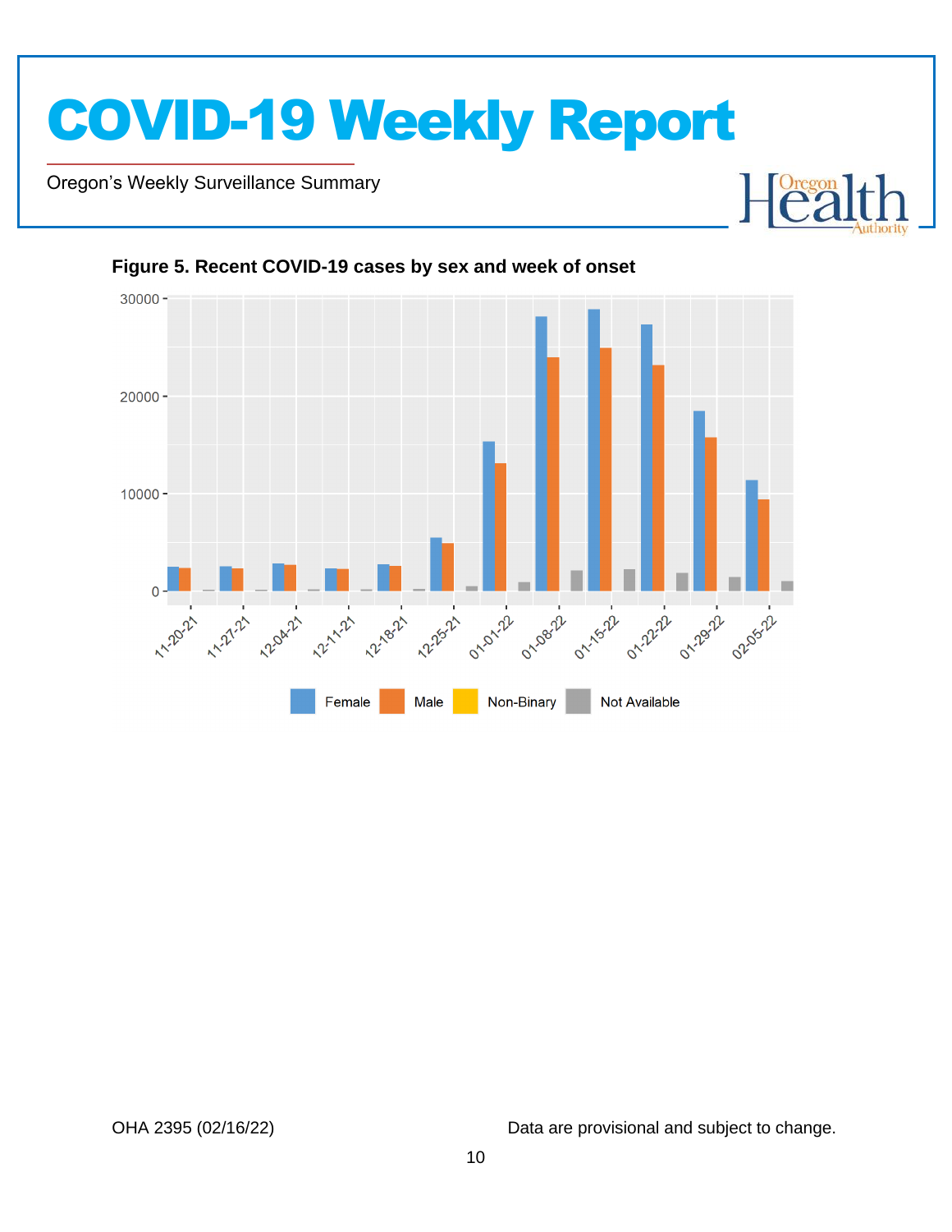**Figure 5. Recent COVID-19 cases by sex and week of onset**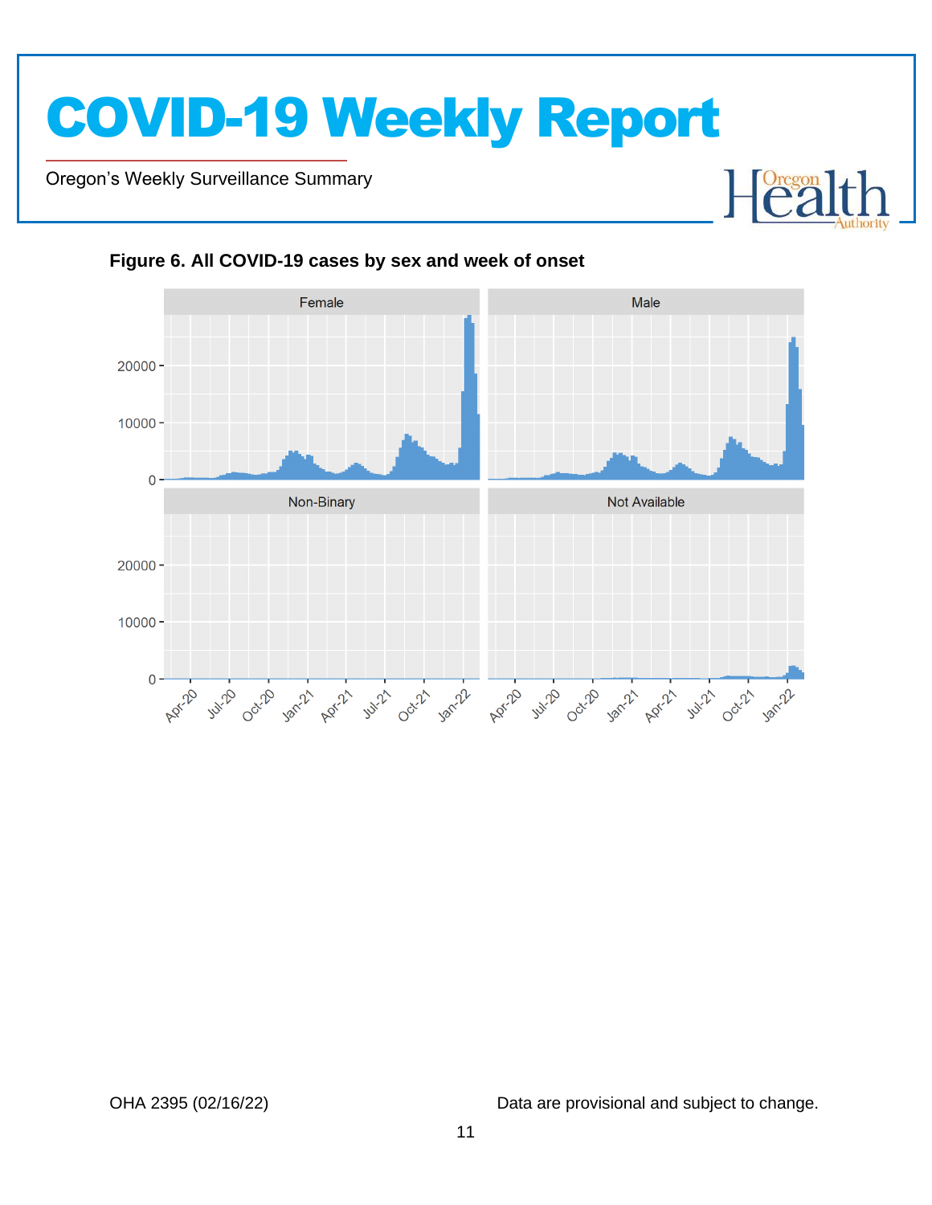**Figure 6. All COVID-19 cases by sex and week of onset**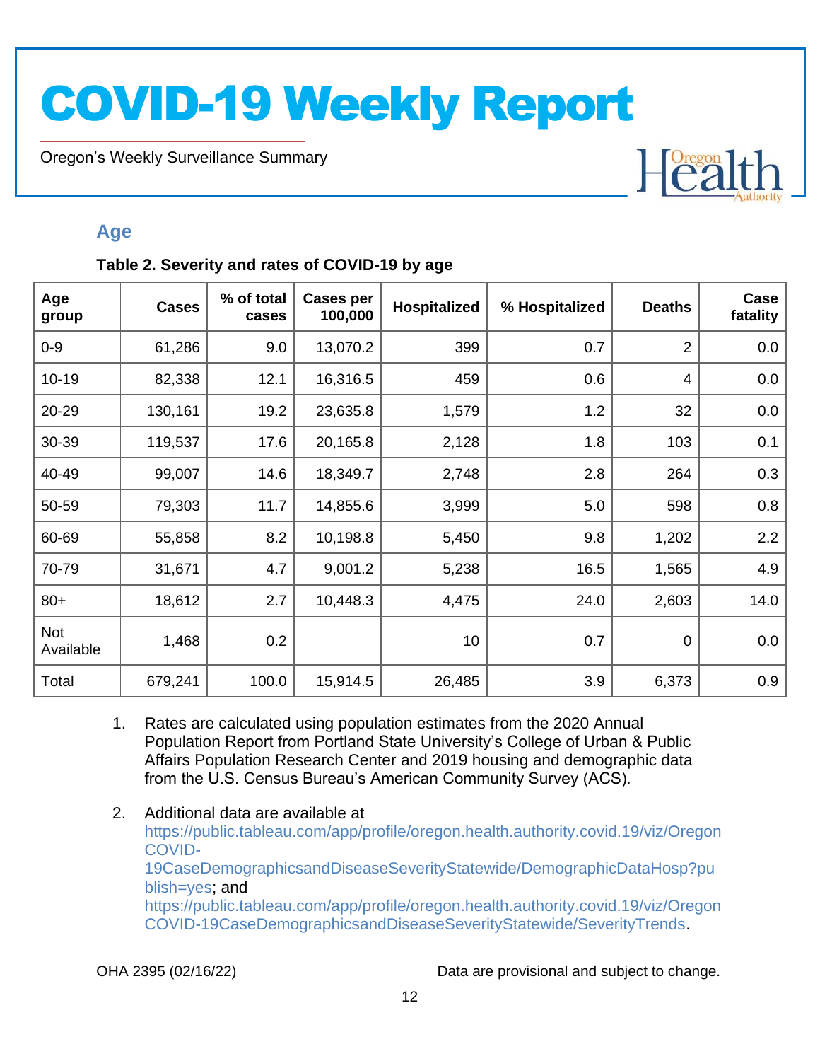## Age

**Table 2. Severity and rates of COVID-19 by age**

| Age group | Cases | % of total cases | Cases per 100,000 | Hospitalized | % Hospitalized | Deaths | Case fatality |
|---|---|---|---|---|---|---|---|
| 0-9 | 61,286 | 9.0 | 13,070.2 | 399 | 0.7 | 2 | 0.0 |
| 10-19 | 82,338 | 12.1 | 16,316.5 | 459 | 0.6 | 4 | 0.0 |
| 20-29 | 130,161 | 19.2 | 23,635.8 | 1,579 | 1.2 | 32 | 0.0 |
| 30-39 | 119,537 | 17.6 | 20,165.8 | 2,128 | 1.8 | 103 | 0.1 |
| 40-49 | 99,007 | 14.6 | 18,349.7 | 2,748 | 2.8 | 264 | 0.3 |
| 50-59 | 79,303 | 11.7 | 14,855.6 | 3,999 | 5.0 | 598 | 0.8 |
| 60-69 | 55,858 | 8.2 | 10,198.8 | 5,450 | 9.8 | 1,202 | 2.2 |
| 70-79 | 31,671 | 4.7 | 9,001.2 | 5,238 | 16.5 | 1,565 | 4.9 |
| 80+ | 18,612 | 2.7 | 10,448.3 | 4,475 | 24.0 | 2,603 | 14.0 |
| Not Available | 1,468 | 0.2 | | 10 | 0.7 | 0 | 0.0 |
| Total | 679,241 | 100.0 | 15,914.5 | 26,485 | 3.9 | 6,373 | 0.9 |

1. Rates are calculated using population estimates from the 2020 Annual Population Report from Portland State University's College of Urban & Public Affairs Population Research Center and 2019 housing and demographic data from the U.S. Census Bureau's American Community Survey (ACS).

2. Additional data are available at https://public.tableau.com/app/profile/oregon.health.authority.covid.19/viz/OregonCOVID-19CaseDemographicsandDiseaseSeverityStatewide/DemographicDataHosp?publish=yes; and https://public.tableau.com/app/profile/oregon.health.authority.covid.19/viz/OregonCOVID-19CaseDemographicsandDiseaseSeverityStatewide/SeverityTrends.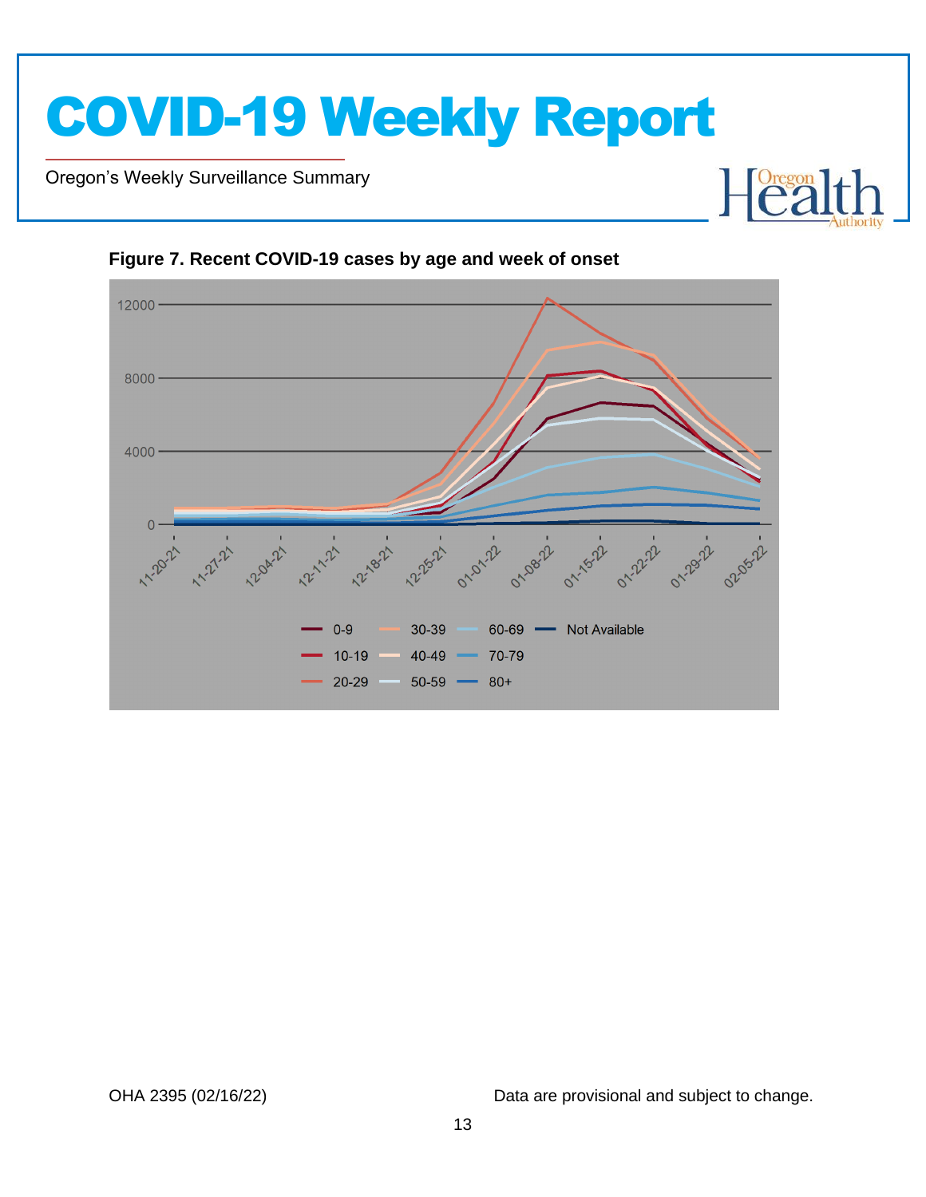**Figure 7. Recent COVID-19 cases by age and week of onset**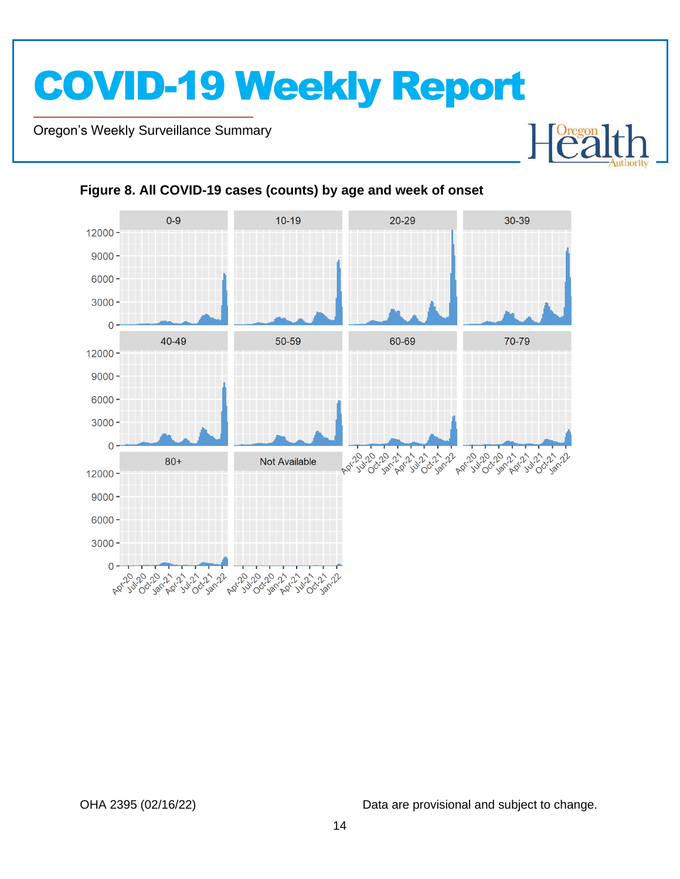**Figure 8. All COVID-19 cases (counts) by age and week of onset**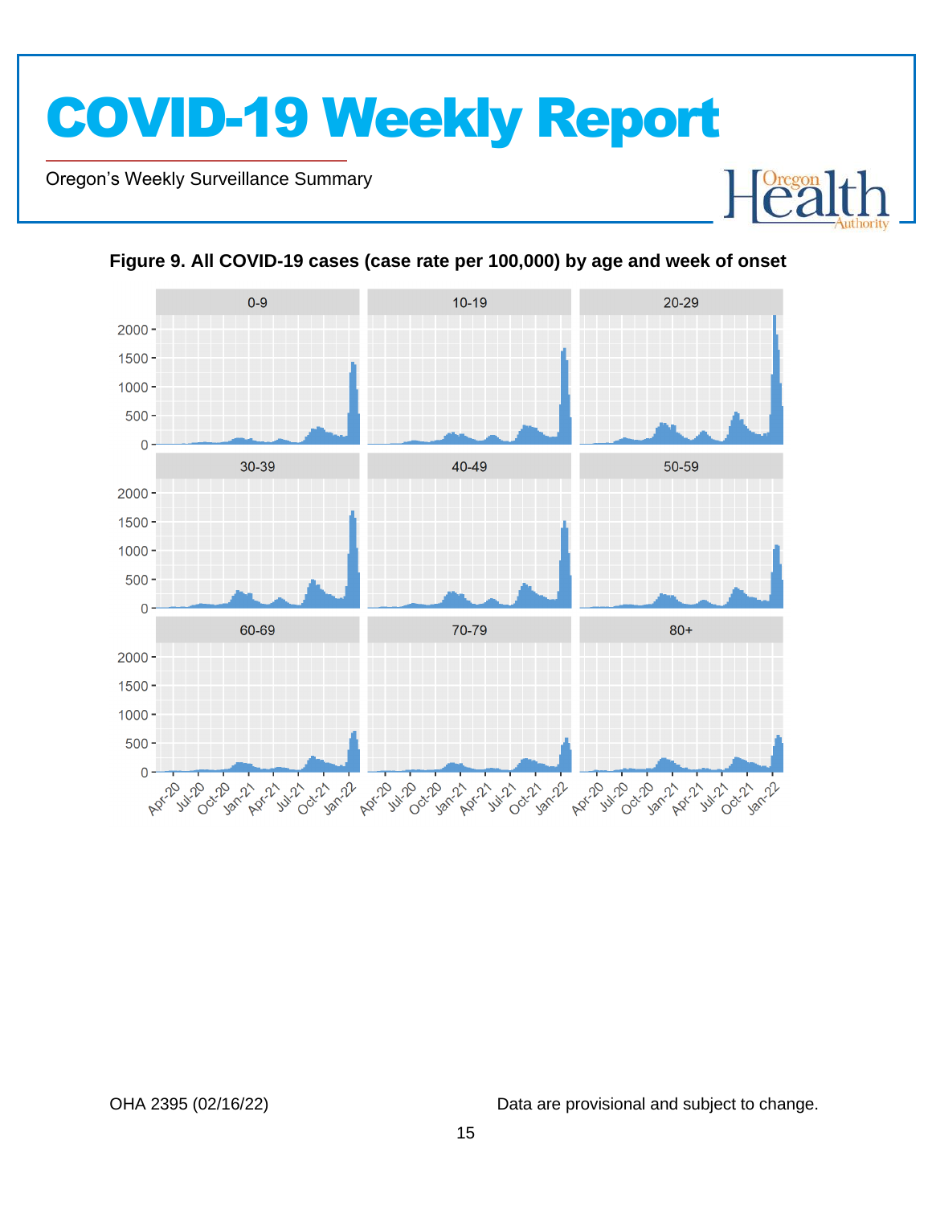**Figure 9. All COVID-19 cases (case rate per 100,000) by age and week of onset**

OHA 2395 (02/16/22)

Data are provisional and subject to change.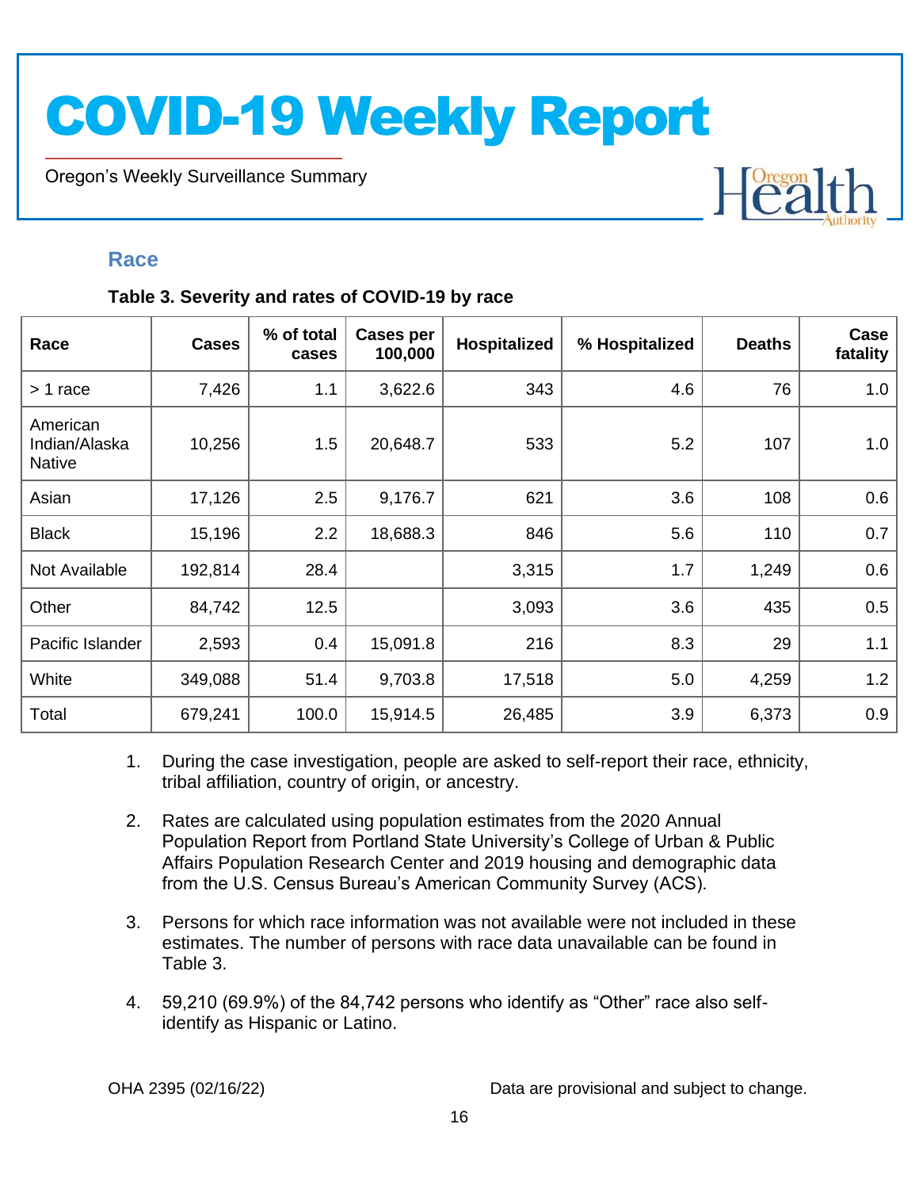## Race

**Table 3. Severity and rates of COVID-19 by race**

| Race | Cases | % of total cases | Cases per 100,000 | Hospitalized | % Hospitalized | Deaths | Case fatality |
|---|---|---|---|---|---|---|---|
| > 1 race | 7,426 | 1.1 | 3,622.6 | 343 | 4.6 | 76 | 1.0 |
| American Indian/Alaska Native | 10,256 | 1.5 | 20,648.7 | 533 | 5.2 | 107 | 1.0 |
| Asian | 17,126 | 2.5 | 9,176.7 | 621 | 3.6 | 108 | 0.6 |
| Black | 15,196 | 2.2 | 18,688.3 | 846 | 5.6 | 110 | 0.7 |
| Not Available | 192,814 | 28.4 | | 3,315 | 1.7 | 1,249 | 0.6 |
| Other | 84,742 | 12.5 | | 3,093 | 3.6 | 435 | 0.5 |
| Pacific Islander | 2,593 | 0.4 | 15,091.8 | 216 | 8.3 | 29 | 1.1 |
| White | 349,088 | 51.4 | 9,703.8 | 17,518 | 5.0 | 4,259 | 1.2 |
| Total | 679,241 | 100.0 | 15,914.5 | 26,485 | 3.9 | 6,373 | 0.9 |

1. During the case investigation, people are asked to self-report their race, ethnicity, tribal affiliation, country of origin, or ancestry.
2. Rates are calculated using population estimates from the 2020 Annual Population Report from Portland State University's College of Urban & Public Affairs Population Research Center and 2019 housing and demographic data from the U.S. Census Bureau's American Community Survey (ACS).
3. Persons for which race information was not available were not included in these estimates. The number of persons with race data unavailable can be found in Table 3.
4. 59,210 (69.9%) of the 84,742 persons who identify as "Other" race also self-identify as Hispanic or Latino.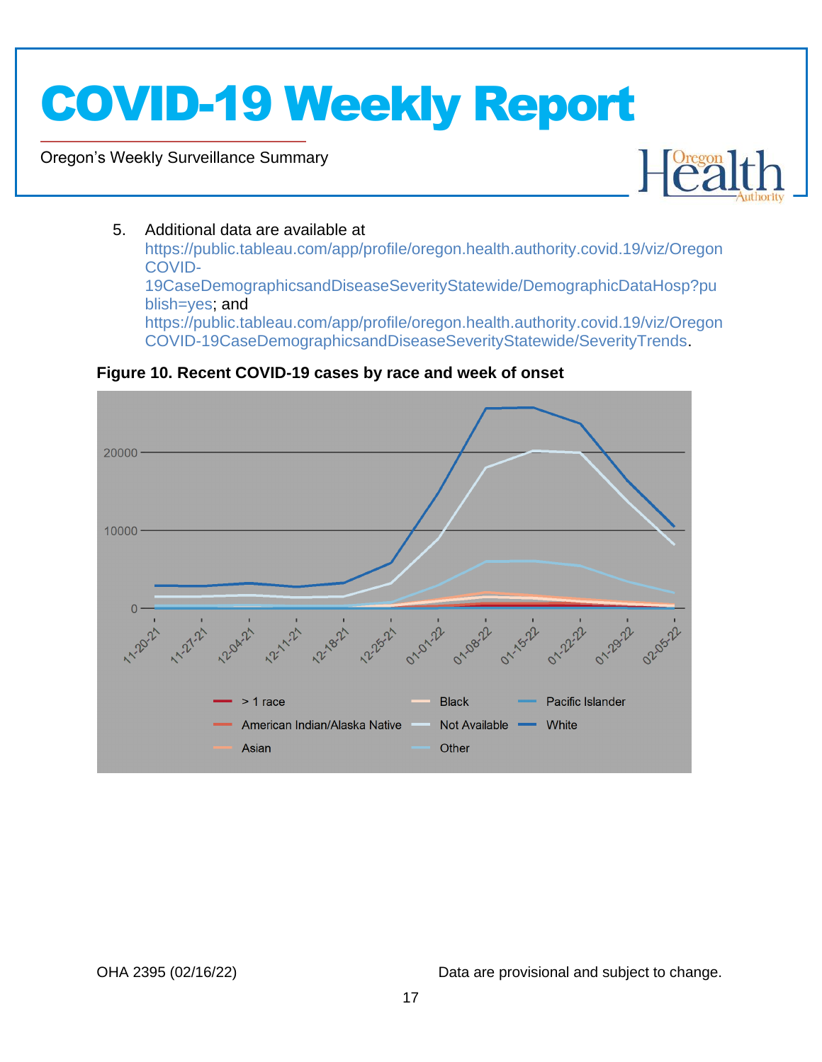5. Additional data are available at https://public.tableau.com/app/profile/oregon.health.authority.covid.19/viz/OregonCOVID-19CaseDemographicsandDiseaseSeverityStatewide/DemographicDataHosp?publish=yes; and https://public.tableau.com/app/profile/oregon.health.authority.covid.19/viz/OregonCOVID-19CaseDemographicsandDiseaseSeverityStatewide/SeverityTrends.

**Figure 10. Recent COVID-19 cases by race and week of onset**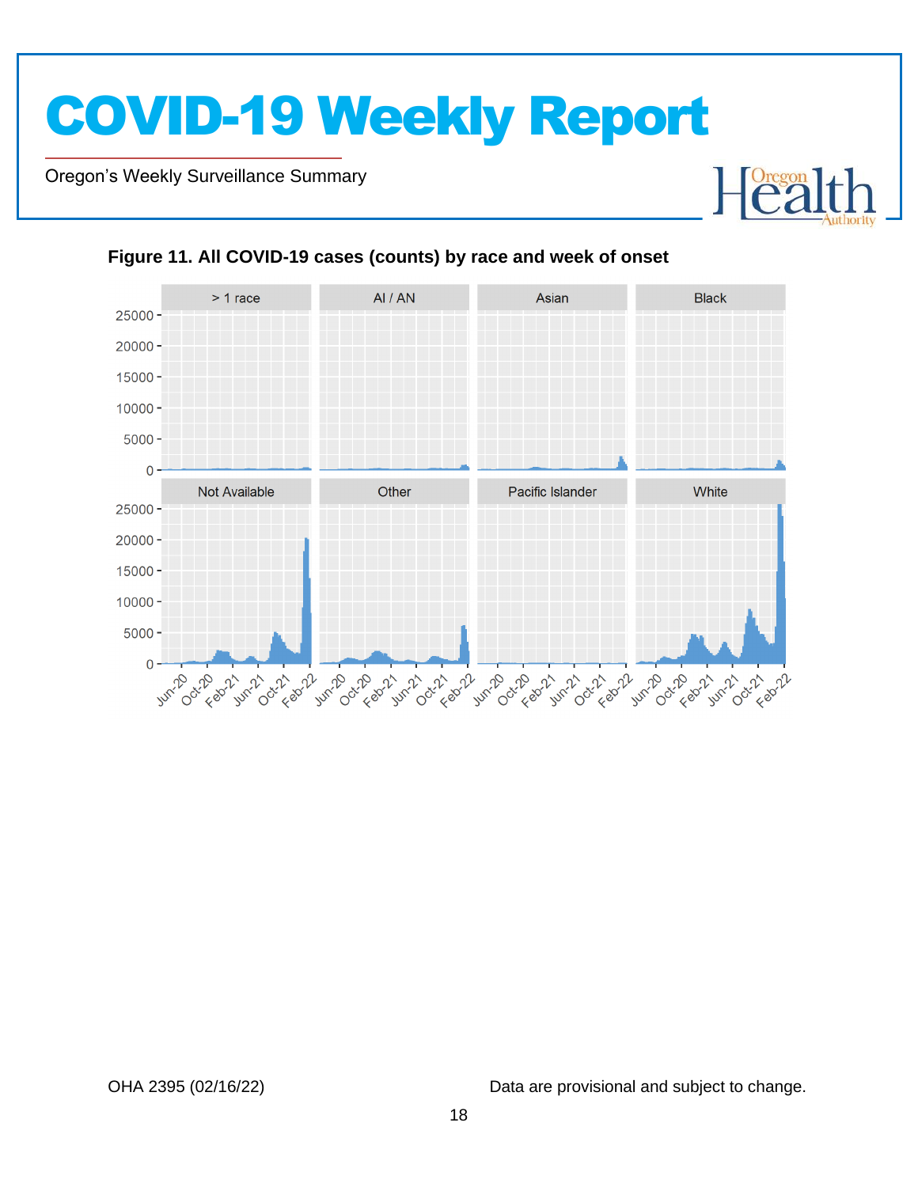**Figure 11. All COVID-19 cases (counts) by race and week of onset**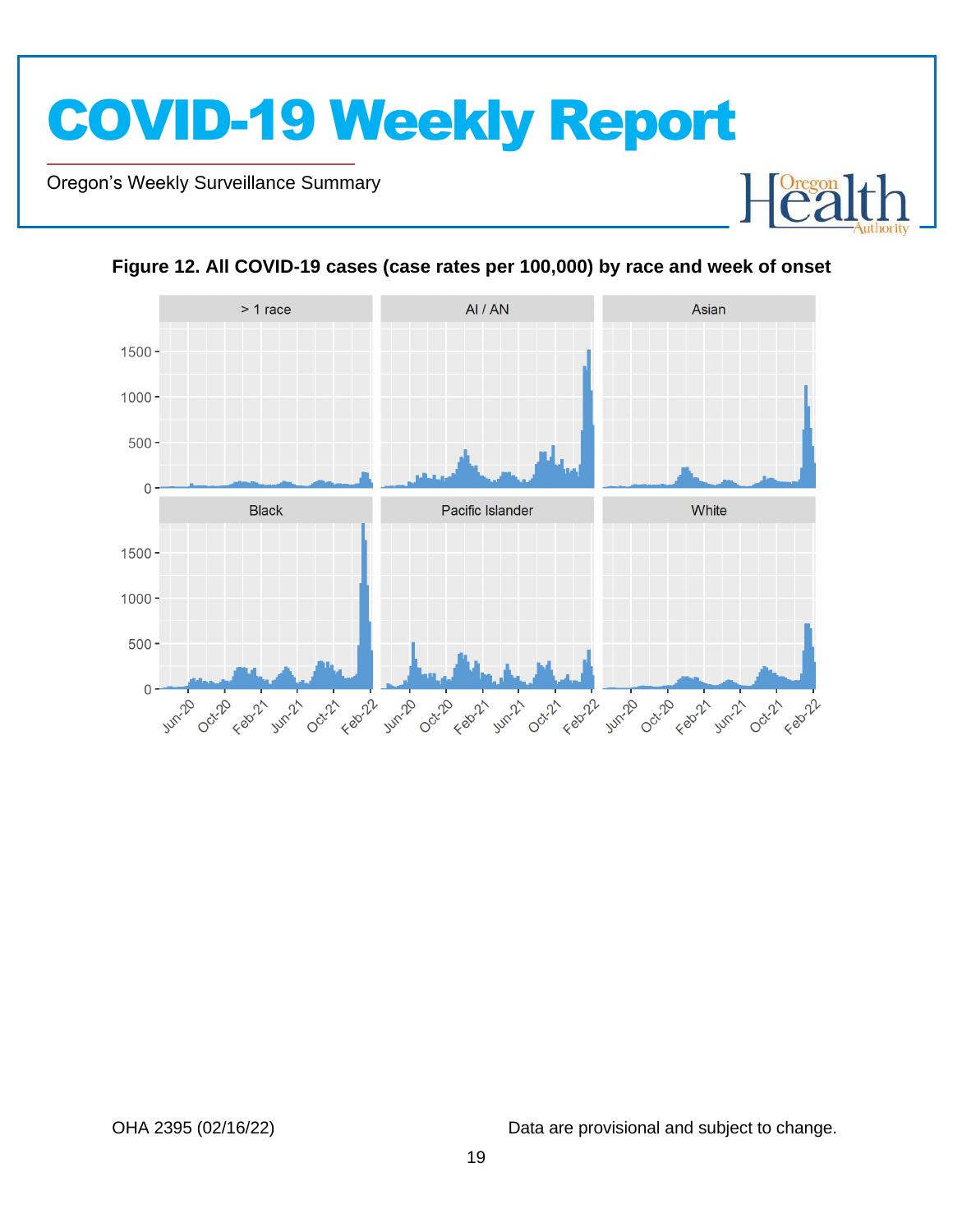**Figure 12. All COVID-19 cases (case rates per 100,000) by race and week of onset**

OHA 2395 (02/16/22)

Data are provisional and subject to change.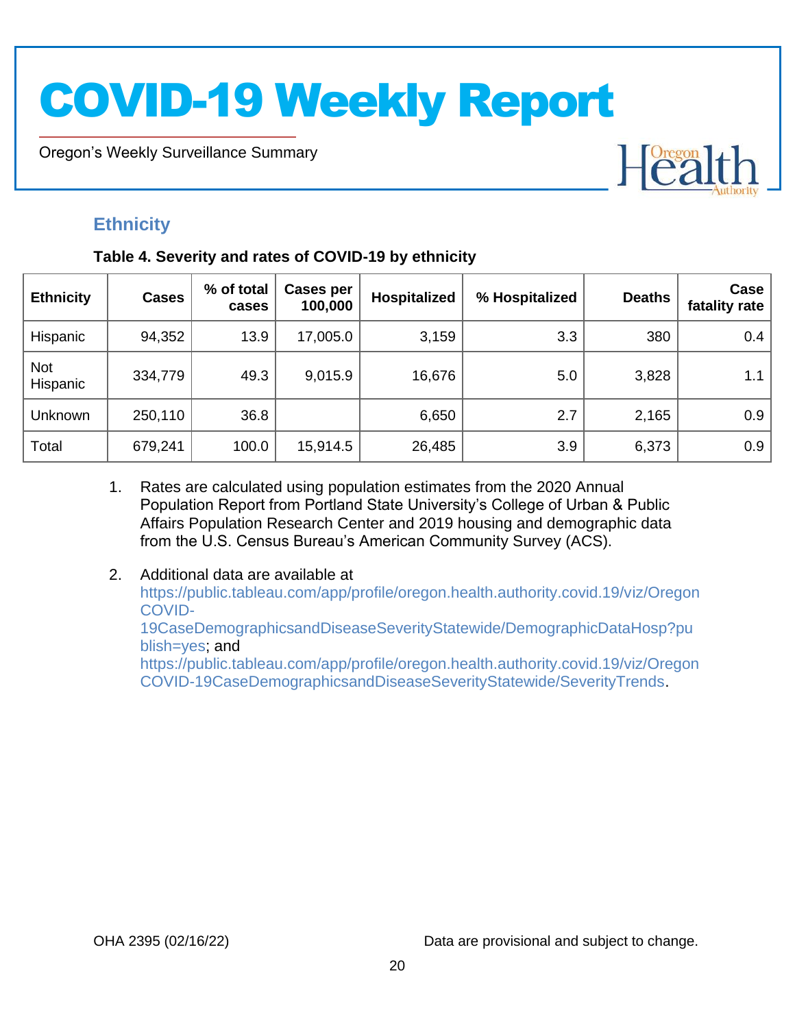## Ethnicity

**Table 4. Severity and rates of COVID-19 by ethnicity**

| Ethnicity | Cases | % of total cases | Cases per 100,000 | Hospitalized | % Hospitalized | Deaths | Case fatality rate |
|---|---|---|---|---|---|---|---|
| Hispanic | 94,352 | 13.9 | 17,005.0 | 3,159 | 3.3 | 380 | 0.4 |
| Not Hispanic | 334,779 | 49.3 | 9,015.9 | 16,676 | 5.0 | 3,828 | 1.1 |
| Unknown | 250,110 | 36.8 | | 6,650 | 2.7 | 2,165 | 0.9 |
| Total | 679,241 | 100.0 | 15,914.5 | 26,485 | 3.9 | 6,373 | 0.9 |

1. Rates are calculated using population estimates from the 2020 Annual Population Report from Portland State University's College of Urban & Public Affairs Population Research Center and 2019 housing and demographic data from the U.S. Census Bureau's American Community Survey (ACS).

2. Additional data are available at https://public.tableau.com/app/profile/oregon.health.authority.covid.19/viz/OregonCOVID-19CaseDemographicsandDiseaseSeverityStatewide/DemographicDataHosp?publish=yes; and https://public.tableau.com/app/profile/oregon.health.authority.covid.19/viz/OregonCOVID-19CaseDemographicsandDiseaseSeverityStatewide/SeverityTrends.

OHA 2395 (02/16/22) Data are provisional and subject to change.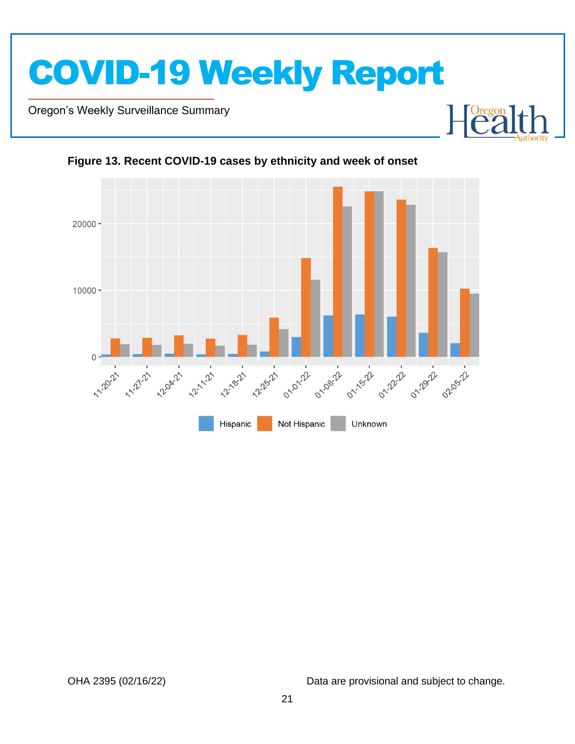**Figure 13. Recent COVID-19 cases by ethnicity and week of onset**

OHA 2395 (02/16/22)

Data are provisional and subject to change.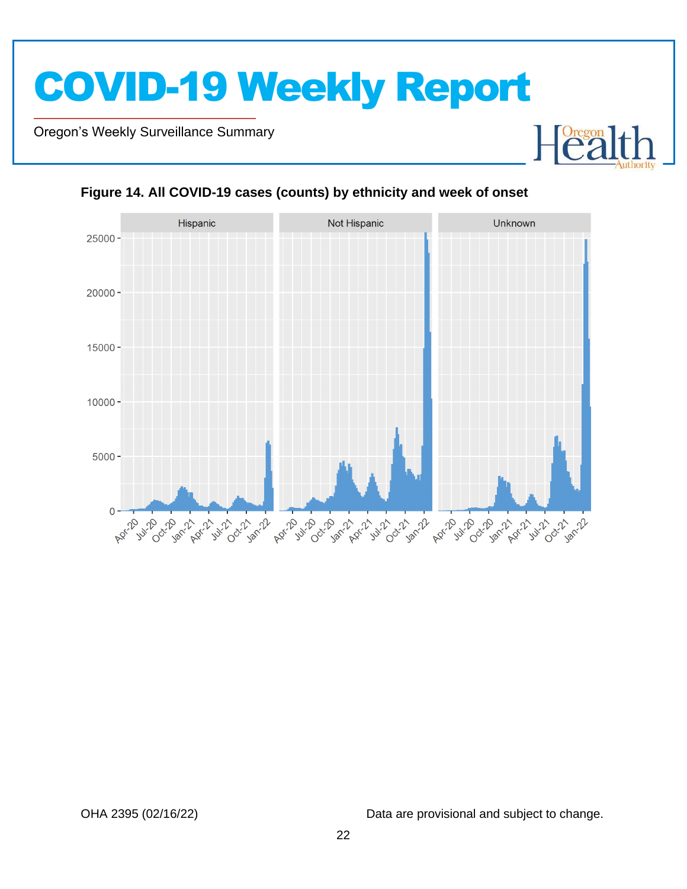**Figure 14. All COVID-19 cases (counts) by ethnicity and week of onset**

Data are provisional and subject to change.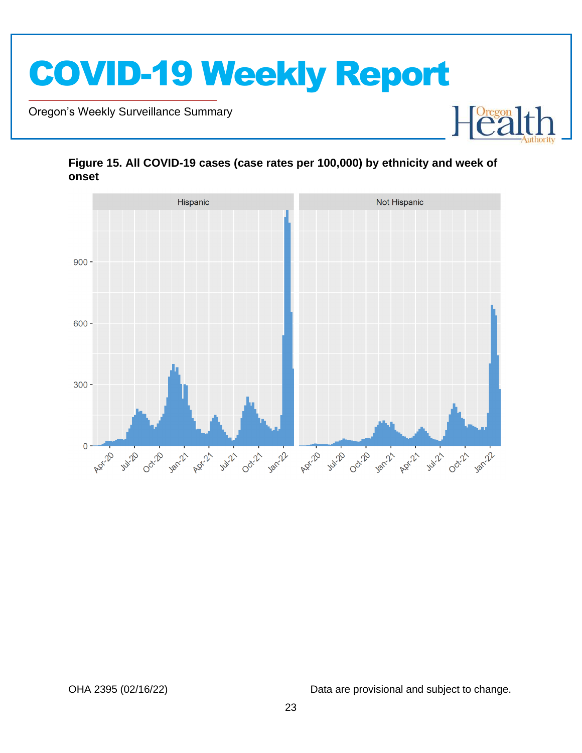**Figure 15. All COVID-19 cases (case rates per 100,000) by ethnicity and week of onset**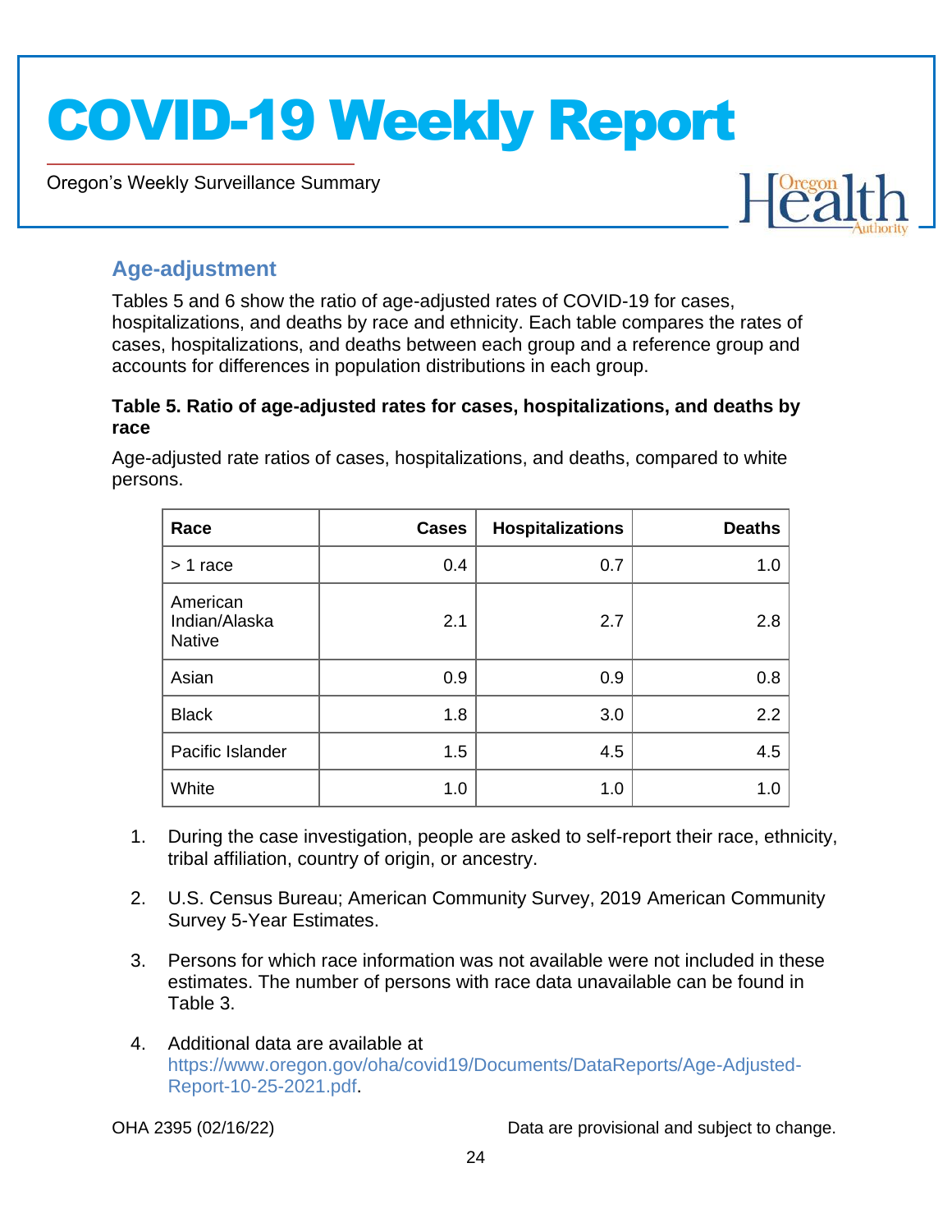## Age-adjustment

Tables 5 and 6 show the ratio of age-adjusted rates of COVID-19 for cases, hospitalizations, and deaths by race and ethnicity. Each table compares the rates of cases, hospitalizations, and deaths between each group and a reference group and accounts for differences in population distributions in each group.

**Table 5. Ratio of age-adjusted rates for cases, hospitalizations, and deaths by race**

Age-adjusted rate ratios of cases, hospitalizations, and deaths, compared to white persons.

| Race | Cases | Hospitalizations | Deaths |
|---|---|---|---|
| > 1 race | 0.4 | 0.7 | 1.0 |
| American Indian/Alaska Native | 2.1 | 2.7 | 2.8 |
| Asian | 0.9 | 0.9 | 0.8 |
| Black | 1.8 | 3.0 | 2.2 |
| Pacific Islander | 1.5 | 4.5 | 4.5 |
| White | 1.0 | 1.0 | 1.0 |

1. During the case investigation, people are asked to self-report their race, ethnicity, tribal affiliation, country of origin, or ancestry.
2. U.S. Census Bureau; American Community Survey, 2019 American Community Survey 5-Year Estimates.
3. Persons for which race information was not available were not included in these estimates. The number of persons with race data unavailable can be found in Table 3.
4. Additional data are available at https://www.oregon.gov/oha/covid19/Documents/DataReports/Age-Adjusted-Report-10-25-2021.pdf.

OHA 2395 (02/16/22) Data are provisional and subject to change.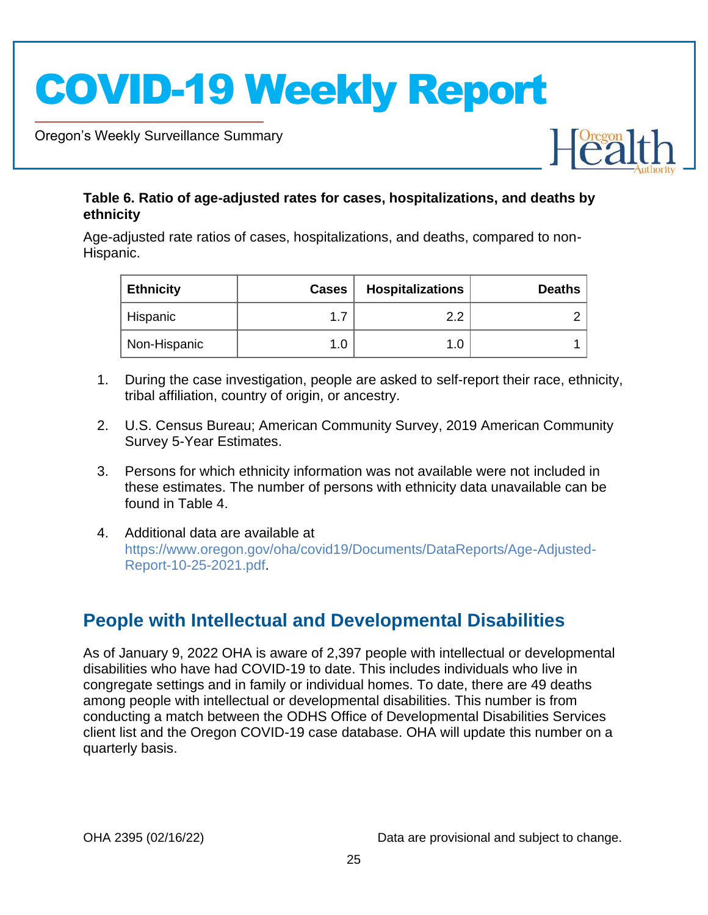**Table 6. Ratio of age-adjusted rates for cases, hospitalizations, and deaths by ethnicity**

Age-adjusted rate ratios of cases, hospitalizations, and deaths, compared to non-Hispanic.

| Ethnicity | Cases | Hospitalizations | Deaths |
|---|---:|---:|---:|
| Hispanic | 1.7 | 2.2 | 2 |
| Non-Hispanic | 1.0 | 1.0 | 1 |

1. During the case investigation, people are asked to self-report their race, ethnicity, tribal affiliation, country of origin, or ancestry.
2. U.S. Census Bureau; American Community Survey, 2019 American Community Survey 5-Year Estimates.
3. Persons for which ethnicity information was not available were not included in these estimates. The number of persons with ethnicity data unavailable can be found in Table 4.
4. Additional data are available at https://www.oregon.gov/oha/covid19/Documents/DataReports/Age-Adjusted-Report-10-25-2021.pdf.

## People with Intellectual and Developmental Disabilities

As of January 9, 2022 OHA is aware of 2,397 people with intellectual or developmental disabilities who have had COVID-19 to date. This includes individuals who live in congregate settings and in family or individual homes. To date, there are 49 deaths among people with intellectual or developmental disabilities. This number is from conducting a match between the ODHS Office of Developmental Disabilities Services client list and the Oregon COVID-19 case database. OHA will update this number on a quarterly basis.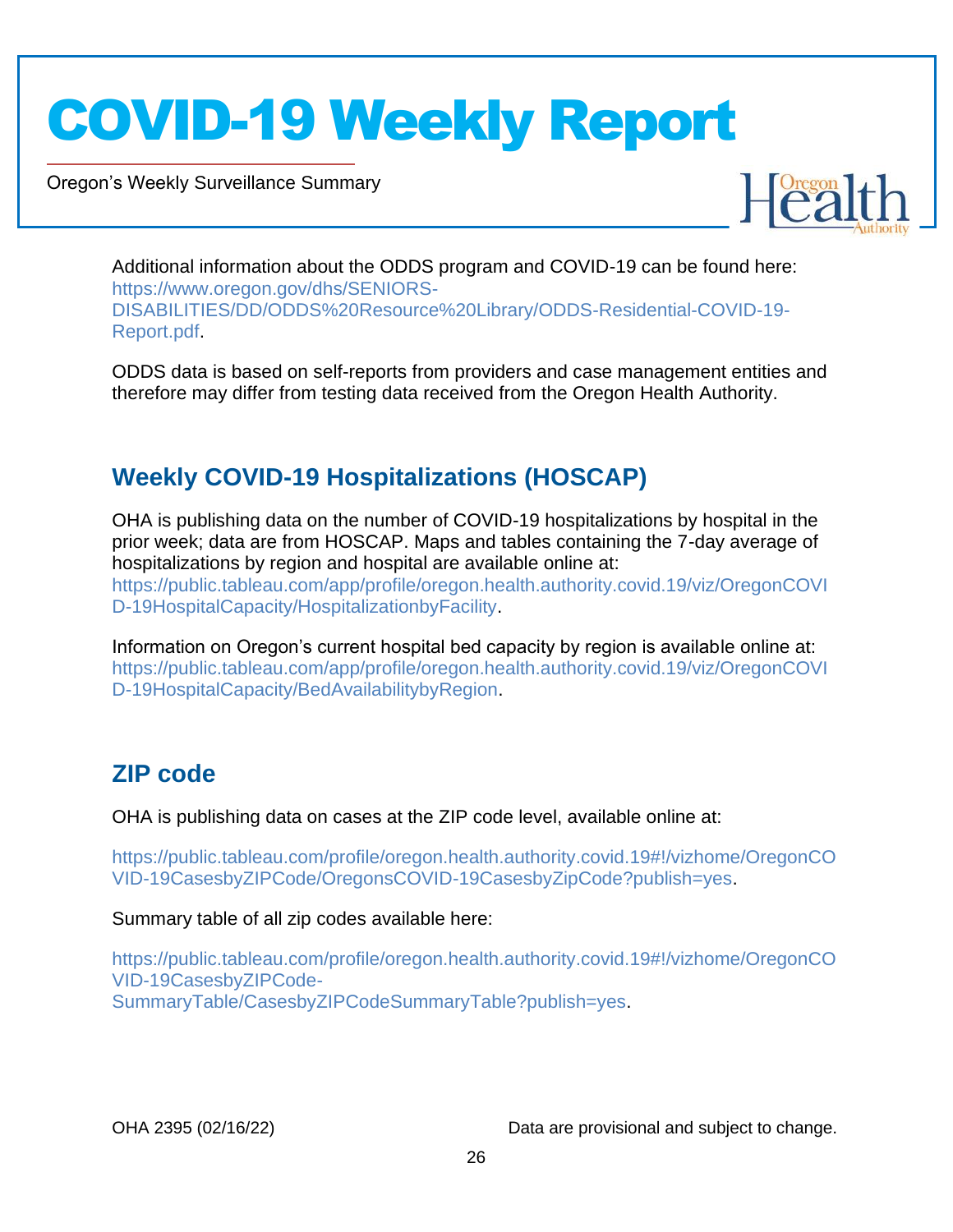Additional information about the ODDS program and COVID-19 can be found here: https://www.oregon.gov/dhs/SENIORS-DISABILITIES/DD/ODDS%20Resource%20Library/ODDS-Residential-COVID-19-Report.pdf.

ODDS data is based on self-reports from providers and case management entities and therefore may differ from testing data received from the Oregon Health Authority.

## Weekly COVID-19 Hospitalizations (HOSCAP)

OHA is publishing data on the number of COVID-19 hospitalizations by hospital in the prior week; data are from HOSCAP. Maps and tables containing the 7-day average of hospitalizations by region and hospital are available online at: https://public.tableau.com/app/profile/oregon.health.authority.covid.19/viz/OregonCOVID-19HospitalCapacity/HospitalizationbyFacility.

Information on Oregon's current hospital bed capacity by region is available online at: https://public.tableau.com/app/profile/oregon.health.authority.covid.19/viz/OregonCOVID-19HospitalCapacity/BedAvailabilitybyRegion.

## ZIP code

OHA is publishing data on cases at the ZIP code level, available online at:

https://public.tableau.com/profile/oregon.health.authority.covid.19#!/vizhome/OregonCOVID-19CasesbyZIPCode/OregonsCOVID-19CasesbyZipCode?publish=yes.

Summary table of all zip codes available here:

https://public.tableau.com/profile/oregon.health.authority.covid.19#!/vizhome/OregonCOVID-19CasesbyZIPCode-SummaryTable/CasesbyZIPCodeSummaryTable?publish=yes.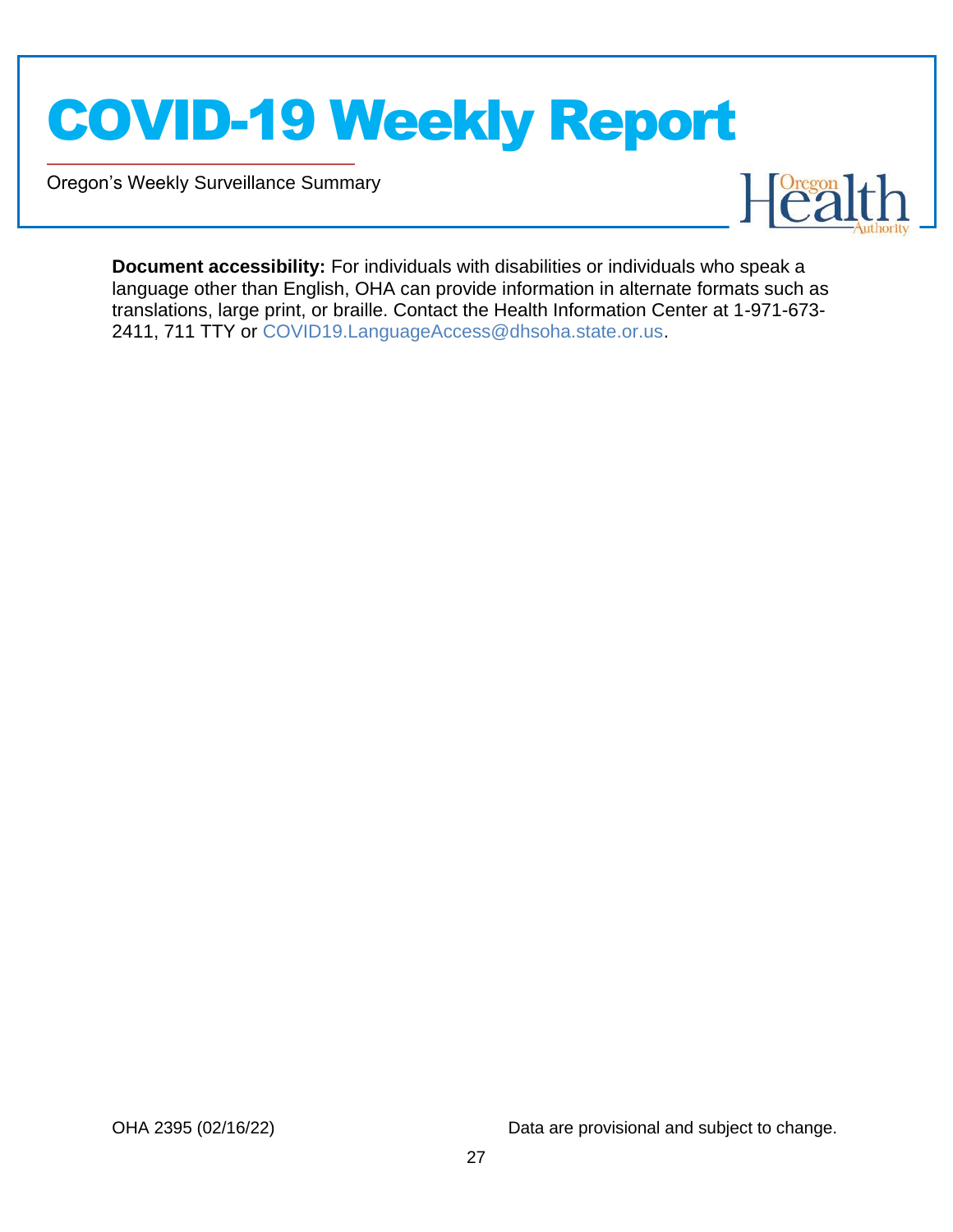# COVID-19 Weekly Report

Oregon's Weekly Surveillance Summary

**Document accessibility:** For individuals with disabilities or individuals who speak a language other than English, OHA can provide information in alternate formats such as translations, large print, or braille. Contact the Health Information Center at 1-971-673-2411, 711 TTY or COVID19.LanguageAccess@dhsoha.state.or.us.

OHA 2395 (02/16/22)

Data are provisional and subject to change.